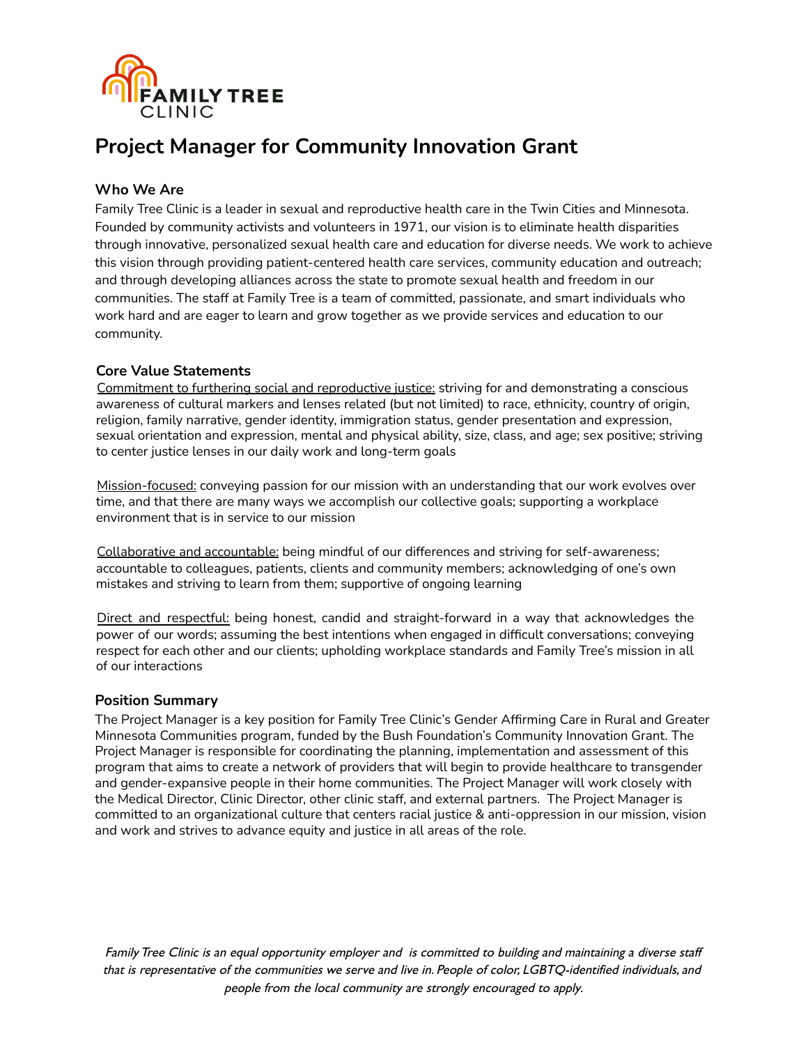# Project Manager for Community Innovation Grant

## Who We Are

Family Tree Clinic is a leader in sexual and reproductive health care in the Twin Cities and Minnesota. Founded by community activists and volunteers in 1971, our vision is to eliminate health disparities through innovative, personalized sexual health care and education for diverse needs. We work to achieve this vision through providing patient-centered health care services, community education and outreach; and through developing alliances across the state to promote sexual health and freedom in our communities. The staff at Family Tree is a team of committed, passionate, and smart individuals who work hard and are eager to learn and grow together as we provide services and education to our community.

## Core Value Statements

Commitment to furthering social and reproductive justice: striving for and demonstrating a conscious awareness of cultural markers and lenses related (but not limited) to race, ethnicity, country of origin, religion, family narrative, gender identity, immigration status, gender presentation and expression, sexual orientation and expression, mental and physical ability, size, class, and age; sex positive; striving to center justice lenses in our daily work and long-term goals

Mission-focused: conveying passion for our mission with an understanding that our work evolves over time, and that there are many ways we accomplish our collective goals; supporting a workplace environment that is in service to our mission

Collaborative and accountable: being mindful of our differences and striving for self-awareness; accountable to colleagues, patients, clients and community members; acknowledging of one's own mistakes and striving to learn from them; supportive of ongoing learning

Direct and respectful: being honest, candid and straight-forward in a way that acknowledges the power of our words; assuming the best intentions when engaged in difficult conversations; conveying respect for each other and our clients; upholding workplace standards and Family Tree's mission in all of our interactions

## Position Summary

The Project Manager is a key position for Family Tree Clinic's Gender Affirming Care in Rural and Greater Minnesota Communities program, funded by the Bush Foundation's Community Innovation Grant. The Project Manager is responsible for coordinating the planning, implementation and assessment of this program that aims to create a network of providers that will begin to provide healthcare to transgender and gender-expansive people in their home communities. The Project Manager will work closely with the Medical Director, Clinic Director, other clinic staff, and external partners. The Project Manager is committed to an organizational culture that centers racial justice & anti-oppression in our mission, vision and work and strives to advance equity and justice in all areas of the role.

*Family Tree Clinic is an equal opportunity employer and is committed to building and maintaining a diverse staff that is representative of the communities we serve and live in. People of color, LGBTQ-identified individuals, and people from the local community are strongly encouraged to apply.*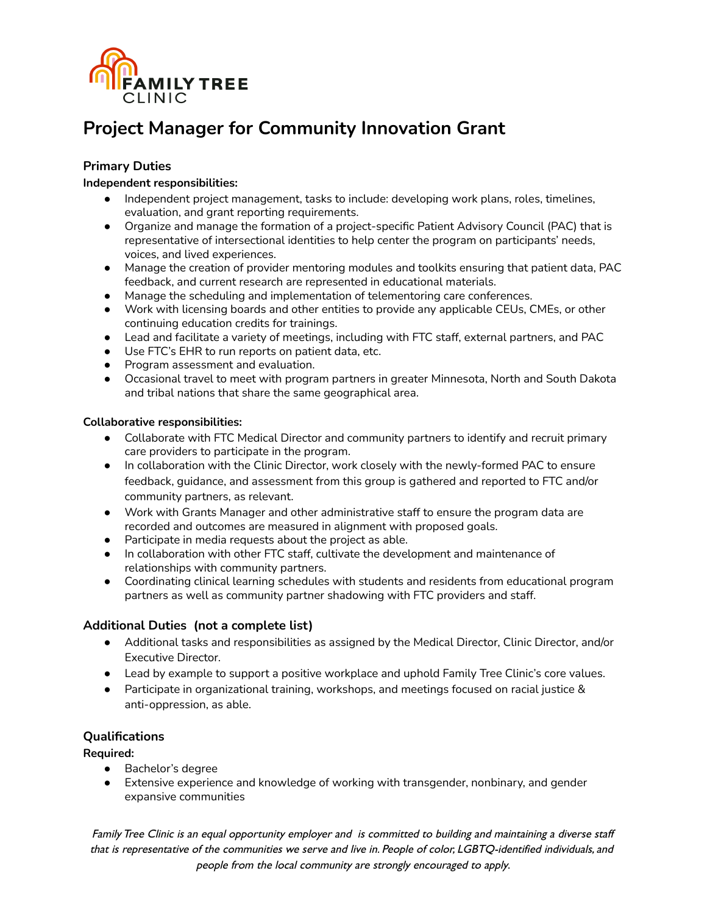FAMILY TREE CLINIC

# Project Manager for Community Innovation Grant

## Primary Duties

**Independent responsibilities:**

- Independent project management, tasks to include: developing work plans, roles, timelines, evaluation, and grant reporting requirements.
- Organize and manage the formation of a project-specific Patient Advisory Council (PAC) that is representative of intersectional identities to help center the program on participants' needs, voices, and lived experiences.
- Manage the creation of provider mentoring modules and toolkits ensuring that patient data, PAC feedback, and current research are represented in educational materials.
- Manage the scheduling and implementation of telementoring care conferences.
- Work with licensing boards and other entities to provide any applicable CEUs, CMEs, or other continuing education credits for trainings.
- Lead and facilitate a variety of meetings, including with FTC staff, external partners, and PAC
- Use FTC's EHR to run reports on patient data, etc.
- Program assessment and evaluation.
- Occasional travel to meet with program partners in greater Minnesota, North and South Dakota and tribal nations that share the same geographical area.

**Collaborative responsibilities:**

- Collaborate with FTC Medical Director and community partners to identify and recruit primary care providers to participate in the program.
- In collaboration with the Clinic Director, work closely with the newly-formed PAC to ensure feedback, guidance, and assessment from this group is gathered and reported to FTC and/or community partners, as relevant.
- Work with Grants Manager and other administrative staff to ensure the program data are recorded and outcomes are measured in alignment with proposed goals.
- Participate in media requests about the project as able.
- In collaboration with other FTC staff, cultivate the development and maintenance of relationships with community partners.
- Coordinating clinical learning schedules with students and residents from educational program partners as well as community partner shadowing with FTC providers and staff.

## Additional Duties (not a complete list)

- Additional tasks and responsibilities as assigned by the Medical Director, Clinic Director, and/or Executive Director.
- Lead by example to support a positive workplace and uphold Family Tree Clinic's core values.
- Participate in organizational training, workshops, and meetings focused on racial justice & anti-oppression, as able.

## Qualifications

**Required:**

- Bachelor's degree
- Extensive experience and knowledge of working with transgender, nonbinary, and gender expansive communities

*Family Tree Clinic is an equal opportunity employer and is committed to building and maintaining a diverse staff that is representative of the communities we serve and live in. People of color, LGBTQ-identified individuals, and people from the local community are strongly encouraged to apply.*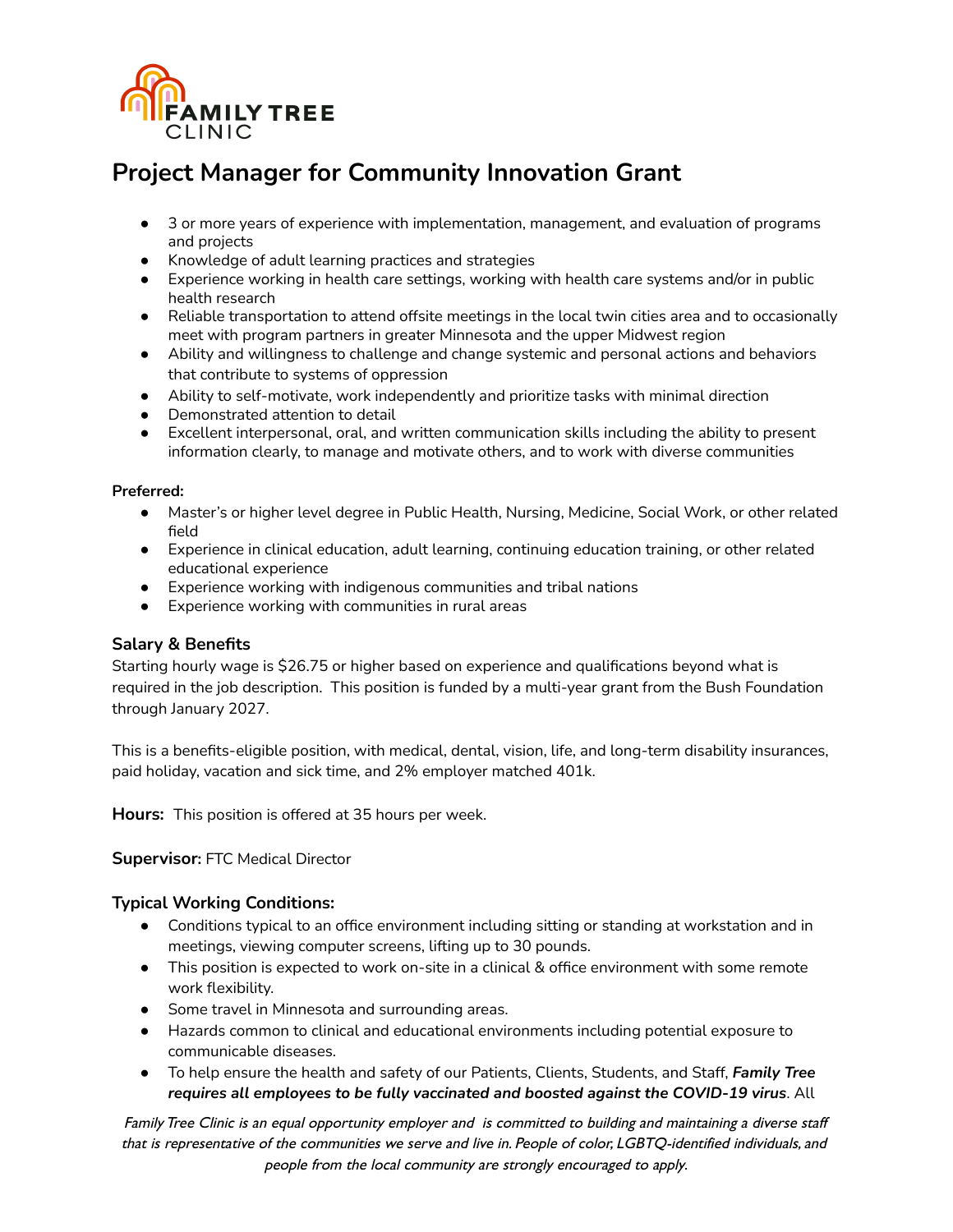# Project Manager for Community Innovation Grant

- 3 or more years of experience with implementation, management, and evaluation of programs and projects
- Knowledge of adult learning practices and strategies
- Experience working in health care settings, working with health care systems and/or in public health research
- Reliable transportation to attend offsite meetings in the local twin cities area and to occasionally meet with program partners in greater Minnesota and the upper Midwest region
- Ability and willingness to challenge and change systemic and personal actions and behaviors that contribute to systems of oppression
- Ability to self-motivate, work independently and prioritize tasks with minimal direction
- Demonstrated attention to detail
- Excellent interpersonal, oral, and written communication skills including the ability to present information clearly, to manage and motivate others, and to work with diverse communities

**Preferred:**

- Master's or higher level degree in Public Health, Nursing, Medicine, Social Work, or other related field
- Experience in clinical education, adult learning, continuing education training, or other related educational experience
- Experience working with indigenous communities and tribal nations
- Experience working with communities in rural areas

### Salary & Benefits

Starting hourly wage is $26.75 or higher based on experience and qualifications beyond what is required in the job description. This position is funded by a multi-year grant from the Bush Foundation through January 2027.

This is a benefits-eligible position, with medical, dental, vision, life, and long-term disability insurances, paid holiday, vacation and sick time, and 2% employer matched 401k.

**Hours:** This position is offered at 35 hours per week.

**Supervisor:** FTC Medical Director

### Typical Working Conditions:

- Conditions typical to an office environment including sitting or standing at workstation and in meetings, viewing computer screens, lifting up to 30 pounds.
- This position is expected to work on-site in a clinical & office environment with some remote work flexibility.
- Some travel in Minnesota and surrounding areas.
- Hazards common to clinical and educational environments including potential exposure to communicable diseases.
- To help ensure the health and safety of our Patients, Clients, Students, and Staff, ***Family Tree requires all employees to be fully vaccinated and boosted against the COVID-19 virus***. All

*Family Tree Clinic is an equal opportunity employer and is committed to building and maintaining a diverse staff that is representative of the communities we serve and live in. People of color, LGBTQ-identified individuals, and people from the local community are strongly encouraged to apply.*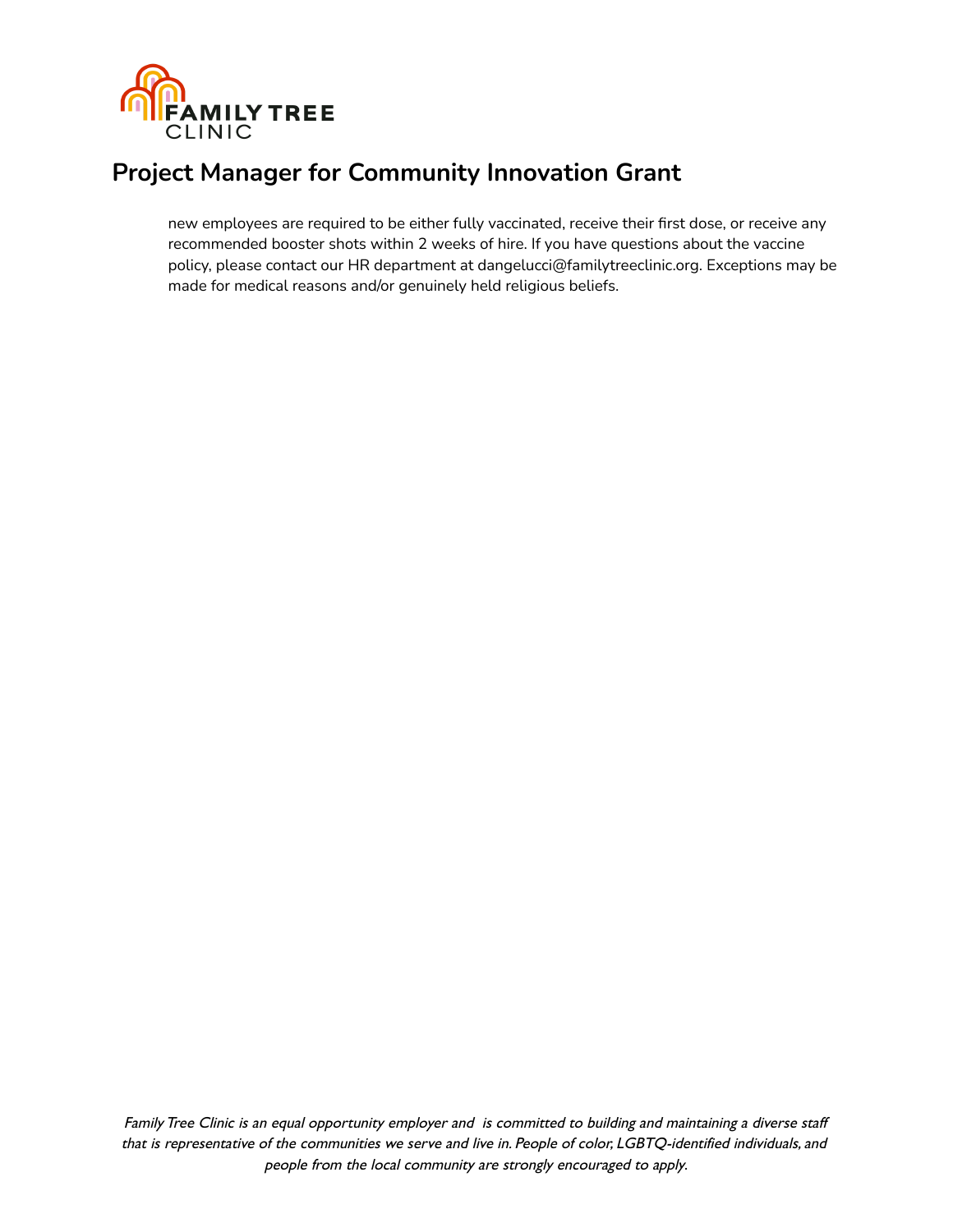## Project Manager for Community Innovation Grant

new employees are required to be either fully vaccinated, receive their first dose, or receive any recommended booster shots within 2 weeks of hire. If you have questions about the vaccine policy, please contact our HR department at dangelucci@familytreeclinic.org. Exceptions may be made for medical reasons and/or genuinely held religious beliefs.

*Family Tree Clinic is an equal opportunity employer and is committed to building and maintaining a diverse staff that is representative of the communities we serve and live in. People of color, LGBTQ-identified individuals, and people from the local community are strongly encouraged to apply.*